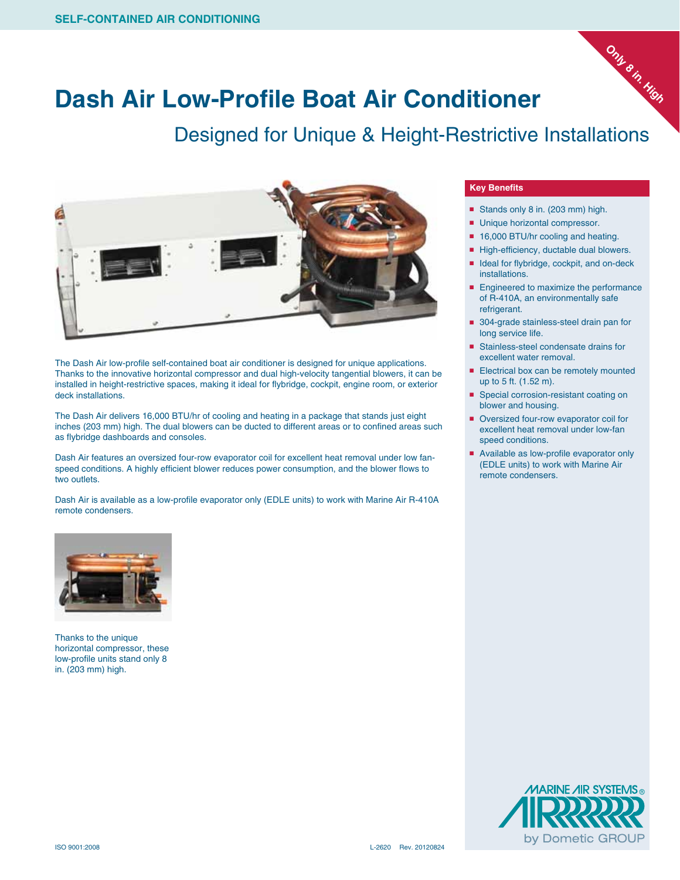SELF-CONTAINED AIR CONDITIONING

Only 8 in. High

# Dash Air Low-Profile Boat Air Conditioner

## Designed for Unique & Height-Restrictive Installations

The Dash Air low-profile self-contained boat air conditioner is designed for unique applications. Thanks to the innovative horizontal compressor and dual high-velocity tangential blowers, it can be installed in height-restrictive spaces, making it ideal for flybridge, cockpit, engine room, or exterior deck installations.

The Dash Air delivers 16,000 BTU/hr of cooling and heating in a package that stands just eight inches (203 mm) high. The dual blowers can be ducted to different areas or to confined areas such as flybridge dashboards and consoles.

Dash Air features an oversized four-row evaporator coil for excellent heat removal under low fan-speed conditions. A highly efficient blower reduces power consumption, and the blower flows to two outlets.

Dash Air is available as a low-profile evaporator only (EDLE units) to work with Marine Air R-410A remote condensers.

Thanks to the unique horizontal compressor, these low-profile units stand only 8 in. (203 mm) high.

### Key Benefits

- Stands only 8 in. (203 mm) high.
- Unique horizontal compressor.
- 16,000 BTU/hr cooling and heating.
- High-efficiency, ductable dual blowers.
- Ideal for flybridge, cockpit, and on-deck installations.
- Engineered to maximize the performance of R-410A, an environmentally safe refrigerant.
- 304-grade stainless-steel drain pan for long service life.
- Stainless-steel condensate drains for excellent water removal.
- Electrical box can be remotely mounted up to 5 ft. (1.52 m).
- Special corrosion-resistant coating on blower and housing.
- Oversized four-row evaporator coil for excellent heat removal under low-fan speed conditions.
- Available as low-profile evaporator only (EDLE units) to work with Marine Air remote condensers.

MARINE AIR SYSTEMS® by Dometic GROUP

ISO 9001:2008

L-2620 Rev. 20120824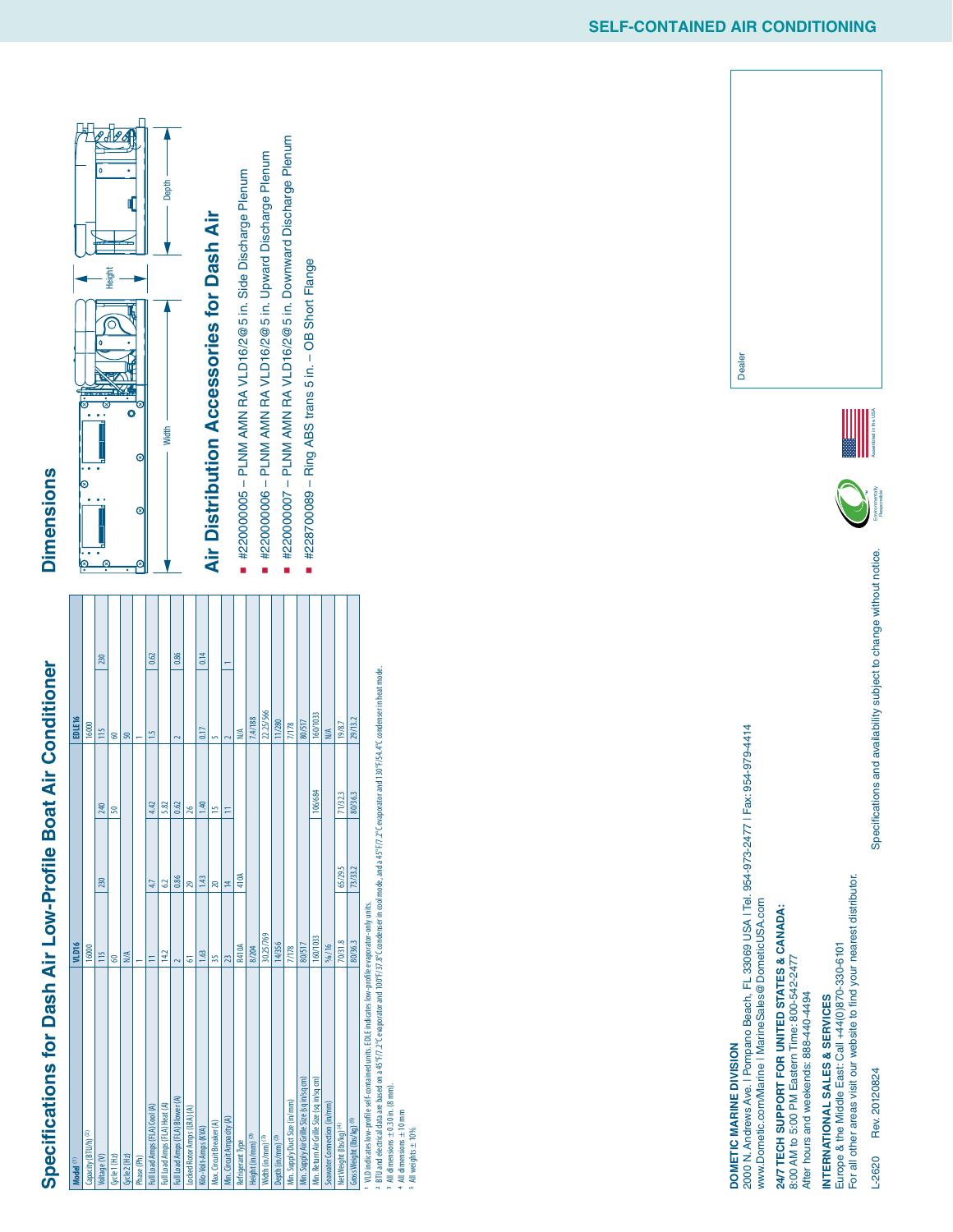# Specifications for Dash Air Low-Profile Boat Air Conditioner

| Model [1] | VLD16 | | | EDLE16 | |
|---|---|---|---|---|---|
| Capacity (BTU/h) [2] | 16000 | | | 16000 | |
| Voltage (V) | 115 | 230 | 240 | 115 | 230 |
| Cycle 1 (Hz) | 60 | | 50 | 60 | |
| Cycle 2 (Hz) | N/A | | | 50 | |
| Phase (Ph) | 1 | | | 1 | |
| Full Load Amps (FLA) Cool (A) | 11 | 4.7 | 4.42 | 1.5 | 0.62 |
| Full Load Amps (FLA) Heat (A) | 14.2 | 6.2 | 5.82 | | |
| Full Load Amps (FLA) Blower (A) | 2 | 0.86 | 0.62 | 2 | 0.86 |
| Locked Rotor Amps (LRA) (A) | 61 | 29 | 26 | | |
| Kilo-Volt-Amps (KVA) | 1.63 | 1.43 | 1.40 | 0.17 | 0.14 |
| Max. Circuit Breaker (A) | 35 | 20 | 15 | 5 | |
| Min. Circuit Ampacity (A) | 23 | 14 | 11 | 2 | 1 |
| Refrigerant Type | R410A | 410A | | N/A | |
| Height (in/mm) [3] | 8/204 | | | 7.4/188 | |
| Width (in/mm) [3] | 30.25/769 | | | 22.25/566 | |
| Depth (in/mm) [3] | 14/356 | | | 11/280 | |
| Min. Supply Duct Size (in/mm) | 7/178 | | | 7/178 | |
| Min. Supply Air Grille Size (sq in/sq cm) | 80/517 | | | 80/517 | |
| Min. Return Air Grille Size (sq in/sq cm) | 160/1033 | | 106/684 | 160/1033 | |
| Seawater Connection (in/mm) | 5/8 /16 | | | N/A | |
| Net Weight (lbs/kg) [4] | 70/31.8 | 65/29.5 | 71/32.3 | 19/8.7 | |
| Gross Weight (lbs/kg) [5] | 80/36.3 | 73/33.2 | 80/36.3 | 29/13.2 | |

1 VLD indicates low-profile self-contained units. EDLE indicates low-profile evaporator-only units.
2 BTU and electrical data are based on a 45°F/7.2°C evaporator and 100°F/37.8°C condenser in cool mode, and a 45°F/7.2°C evaporator and 130°F/54.4°C condenser in heat mode.
3 All dimensions ± 0.30 in. (8 mm).
4 All dimensions ± 10 mm
5 All weights ± 10%

## Dimensions

Width

Height

Depth

## Air Distribution Accessories for Dash Air

- #220000005 – PLNM AMN RA VLD16/2@5 in. Side Discharge Plenum
- #220000006 – PLNM AMN RA VLD16/2@5 in. Upward Discharge Plenum
- #220000007 – PLNM AMN RA VLD16/2@5 in. Downward Discharge Plenum
- #228700089 – Ring ABS trans 5 in. – OB Short Flange

**DOMETIC MARINE DIVISION**
2000 N. Andrews Ave. | Pompano Beach, FL 33069 USA | Tel. 954-973-2477 | Fax: 954-979-4414
www.Dometic.com/Marine | MarineSales@DometicUSA.com

**24/7 TECH SUPPORT FOR UNITED STATES & CANADA:**
8:00 AM to 5:00 PM Eastern Time: 800-542-2477
After hours and weekends: 888-440-4494

**INTERNATIONAL SALES & SERVICES**
Europe & the Middle East: Call +44(0)870-330-6101
For all other areas visit our website to find your nearest distributor.

L-2620 Rev. 20120824

Specifications and availability subject to change without notice.

Environmentally Responsible

Assembled in the USA

Dealer